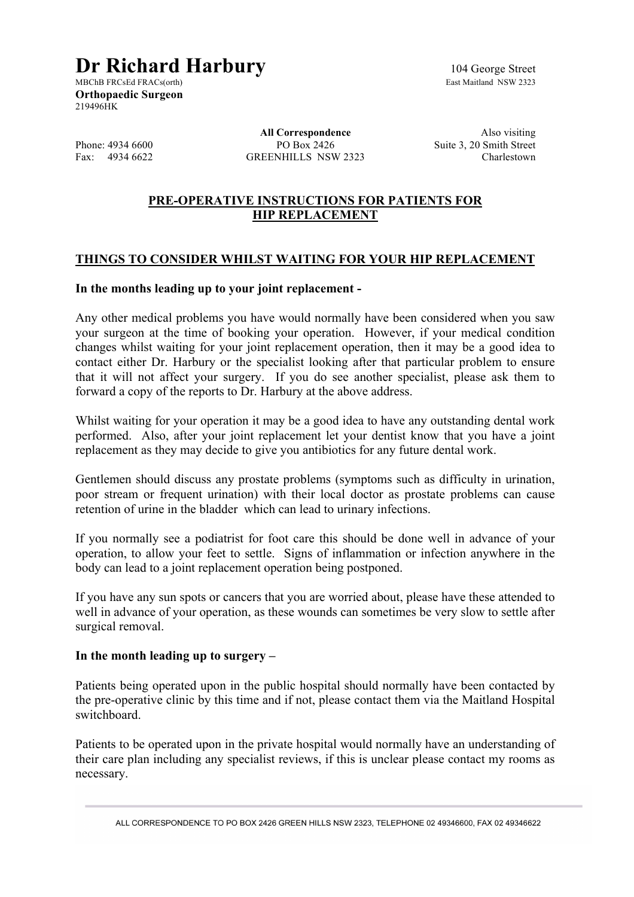# Dr Richard Harbury

MBChB FRCsEd FRACs(orth)
**Orthopaedic Surgeon**
219496HK

104 George Street
East Maitland NSW 2323

Phone: 4934 6600
Fax: 4934 6622

**All Correspondence**
PO Box 2426
GREENHILLS NSW 2323

Also visiting
Suite 3, 20 Smith Street
Charlestown

## PRE-OPERATIVE INSTRUCTIONS FOR PATIENTS FOR HIP REPLACEMENT

### THINGS TO CONSIDER WHILST WAITING FOR YOUR HIP REPLACEMENT

**In the months leading up to your joint replacement -**

Any other medical problems you have would normally have been considered when you saw your surgeon at the time of booking your operation. However, if your medical condition changes whilst waiting for your joint replacement operation, then it may be a good idea to contact either Dr. Harbury or the specialist looking after that particular problem to ensure that it will not affect your surgery. If you do see another specialist, please ask them to forward a copy of the reports to Dr. Harbury at the above address.

Whilst waiting for your operation it may be a good idea to have any outstanding dental work performed. Also, after your joint replacement let your dentist know that you have a joint replacement as they may decide to give you antibiotics for any future dental work.

Gentlemen should discuss any prostate problems (symptoms such as difficulty in urination, poor stream or frequent urination) with their local doctor as prostate problems can cause retention of urine in the bladder which can lead to urinary infections.

If you normally see a podiatrist for foot care this should be done well in advance of your operation, to allow your feet to settle. Signs of inflammation or infection anywhere in the body can lead to a joint replacement operation being postponed.

If you have any sun spots or cancers that you are worried about, please have these attended to well in advance of your operation, as these wounds can sometimes be very slow to settle after surgical removal.

**In the month leading up to surgery –**

Patients being operated upon in the public hospital should normally have been contacted by the pre-operative clinic by this time and if not, please contact them via the Maitland Hospital switchboard.

Patients to be operated upon in the private hospital would normally have an understanding of their care plan including any specialist reviews, if this is unclear please contact my rooms as necessary.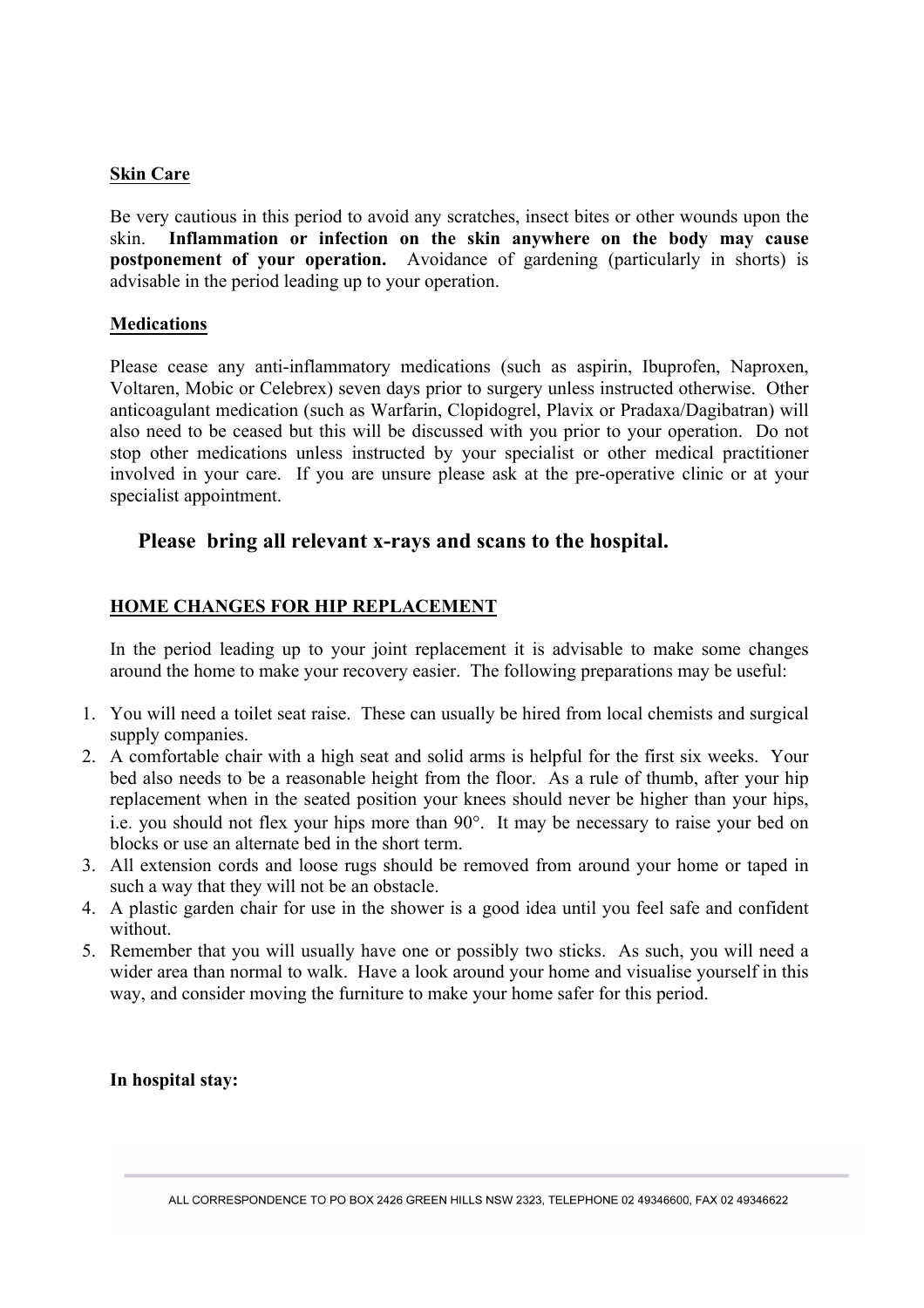**Skin Care**

Be very cautious in this period to avoid any scratches, insect bites or other wounds upon the skin. **Inflammation or infection on the skin anywhere on the body may cause postponement of your operation.** Avoidance of gardening (particularly in shorts) is advisable in the period leading up to your operation.

**Medications**

Please cease any anti-inflammatory medications (such as aspirin, Ibuprofen, Naproxen, Voltaren, Mobic or Celebrex) seven days prior to surgery unless instructed otherwise. Other anticoagulant medication (such as Warfarin, Clopidogrel, Plavix or Pradaxa/Dagibatran) will also need to be ceased but this will be discussed with you prior to your operation. Do not stop other medications unless instructed by your specialist or other medical practitioner involved in your care. If you are unsure please ask at the pre-operative clinic or at your specialist appointment.

**Please bring all relevant x-rays and scans to the hospital.**

**HOME CHANGES FOR HIP REPLACEMENT**

In the period leading up to your joint replacement it is advisable to make some changes around the home to make your recovery easier. The following preparations may be useful:

1. You will need a toilet seat raise. These can usually be hired from local chemists and surgical supply companies.
2. A comfortable chair with a high seat and solid arms is helpful for the first six weeks. Your bed also needs to be a reasonable height from the floor. As a rule of thumb, after your hip replacement when in the seated position your knees should never be higher than your hips, i.e. you should not flex your hips more than 90°. It may be necessary to raise your bed on blocks or use an alternate bed in the short term.
3. All extension cords and loose rugs should be removed from around your home or taped in such a way that they will not be an obstacle.
4. A plastic garden chair for use in the shower is a good idea until you feel safe and confident without.
5. Remember that you will usually have one or possibly two sticks. As such, you will need a wider area than normal to walk. Have a look around your home and visualise yourself in this way, and consider moving the furniture to make your home safer for this period.

**In hospital stay:**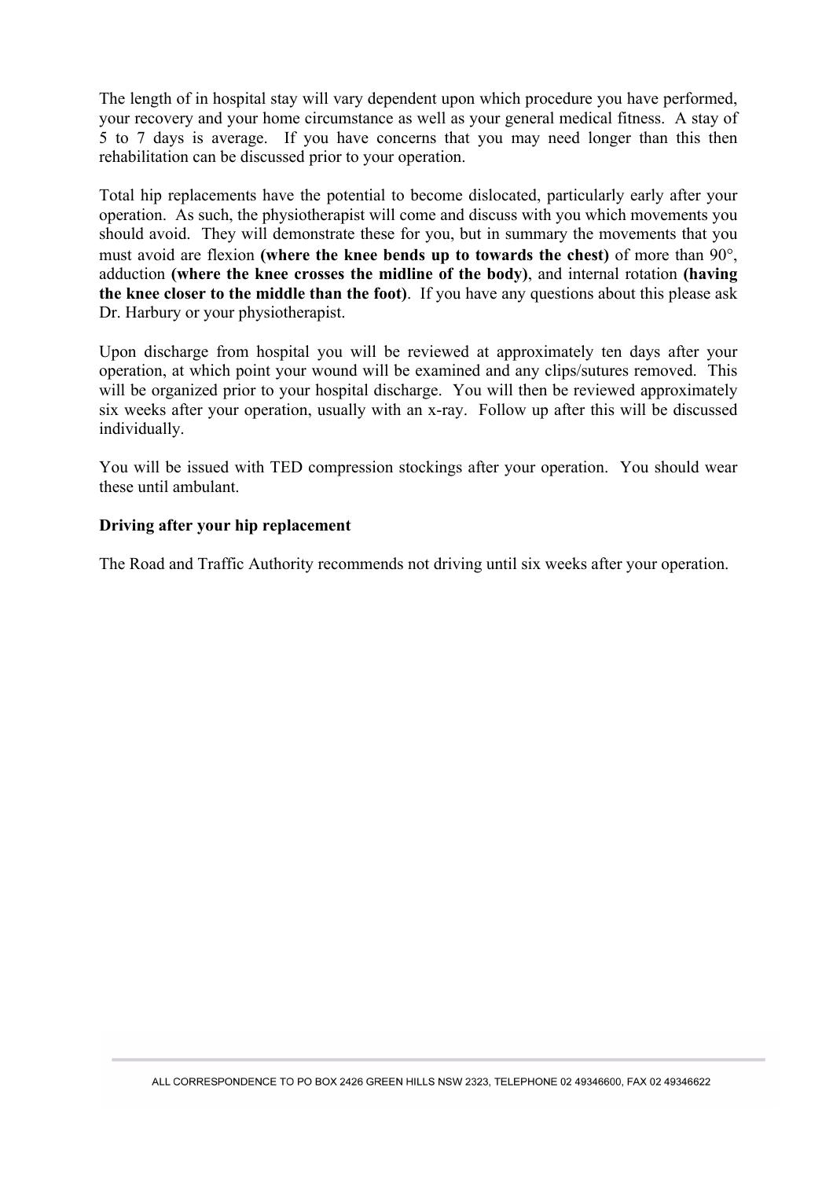The length of in hospital stay will vary dependent upon which procedure you have performed, your recovery and your home circumstance as well as your general medical fitness. A stay of 5 to 7 days is average. If you have concerns that you may need longer than this then rehabilitation can be discussed prior to your operation.

Total hip replacements have the potential to become dislocated, particularly early after your operation. As such, the physiotherapist will come and discuss with you which movements you should avoid. They will demonstrate these for you, but in summary the movements that you must avoid are flexion **(where the knee bends up to towards the chest)** of more than 90°, adduction **(where the knee crosses the midline of the body)**, and internal rotation **(having the knee closer to the middle than the foot)**. If you have any questions about this please ask Dr. Harbury or your physiotherapist.

Upon discharge from hospital you will be reviewed at approximately ten days after your operation, at which point your wound will be examined and any clips/sutures removed. This will be organized prior to your hospital discharge. You will then be reviewed approximately six weeks after your operation, usually with an x-ray. Follow up after this will be discussed individually.

You will be issued with TED compression stockings after your operation. You should wear these until ambulant.

**Driving after your hip replacement**

The Road and Traffic Authority recommends not driving until six weeks after your operation.